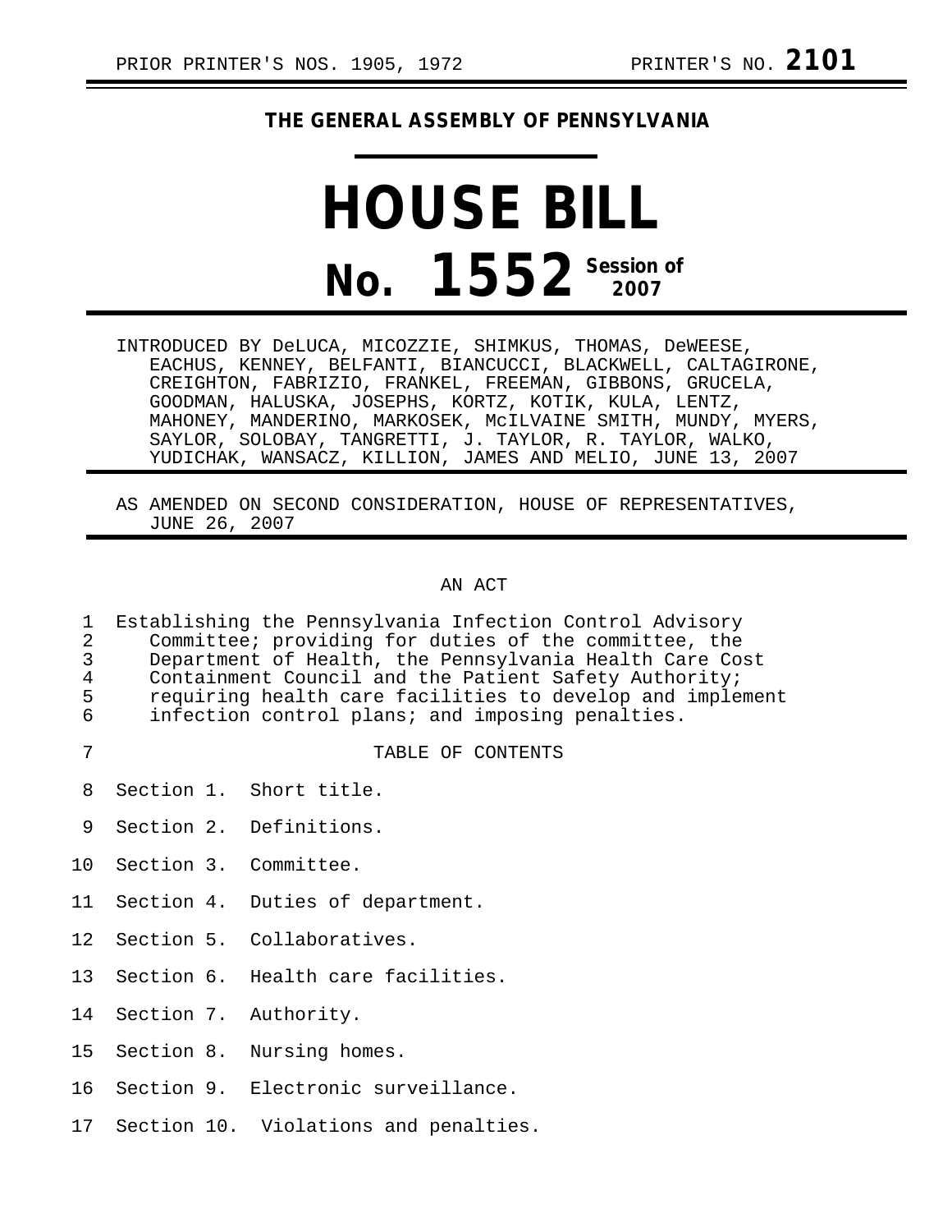PRIOR PRINTER'S NOS. 1905, 1972 PRINTER'S NO. **2101**

**THE GENERAL ASSEMBLY OF PENNSYLVANIA**

# HOUSE BILL

# No. 1552 Session of 2007

INTRODUCED BY DeLUCA, MICOZZIE, SHIMKUS, THOMAS, DeWEESE, EACHUS, KENNEY, BELFANTI, BIANCUCCI, BLACKWELL, CALTAGIRONE, CREIGHTON, FABRIZIO, FRANKEL, FREEMAN, GIBBONS, GRUCELA, GOODMAN, HALUSKA, JOSEPHS, KORTZ, KOTIK, KULA, LENTZ, MAHONEY, MANDERINO, MARKOSEK, McILVAINE SMITH, MUNDY, MYERS, SAYLOR, SOLOBAY, TANGRETTI, J. TAYLOR, R. TAYLOR, WALKO, YUDICHAK, WANSACZ, KILLION, JAMES AND MELIO, JUNE 13, 2007

AS AMENDED ON SECOND CONSIDERATION, HOUSE OF REPRESENTATIVES, JUNE 26, 2007

AN ACT

Establishing the Pennsylvania Infection Control Advisory Committee; providing for duties of the committee, the Department of Health, the Pennsylvania Health Care Cost Containment Council and the Patient Safety Authority; requiring health care facilities to develop and implement infection control plans; and imposing penalties.

TABLE OF CONTENTS

Section 1. Short title.

Section 2. Definitions.

Section 3. Committee.

Section 4. Duties of department.

Section 5. Collaboratives.

Section 6. Health care facilities.

Section 7. Authority.

Section 8. Nursing homes.

Section 9. Electronic surveillance.

Section 10. Violations and penalties.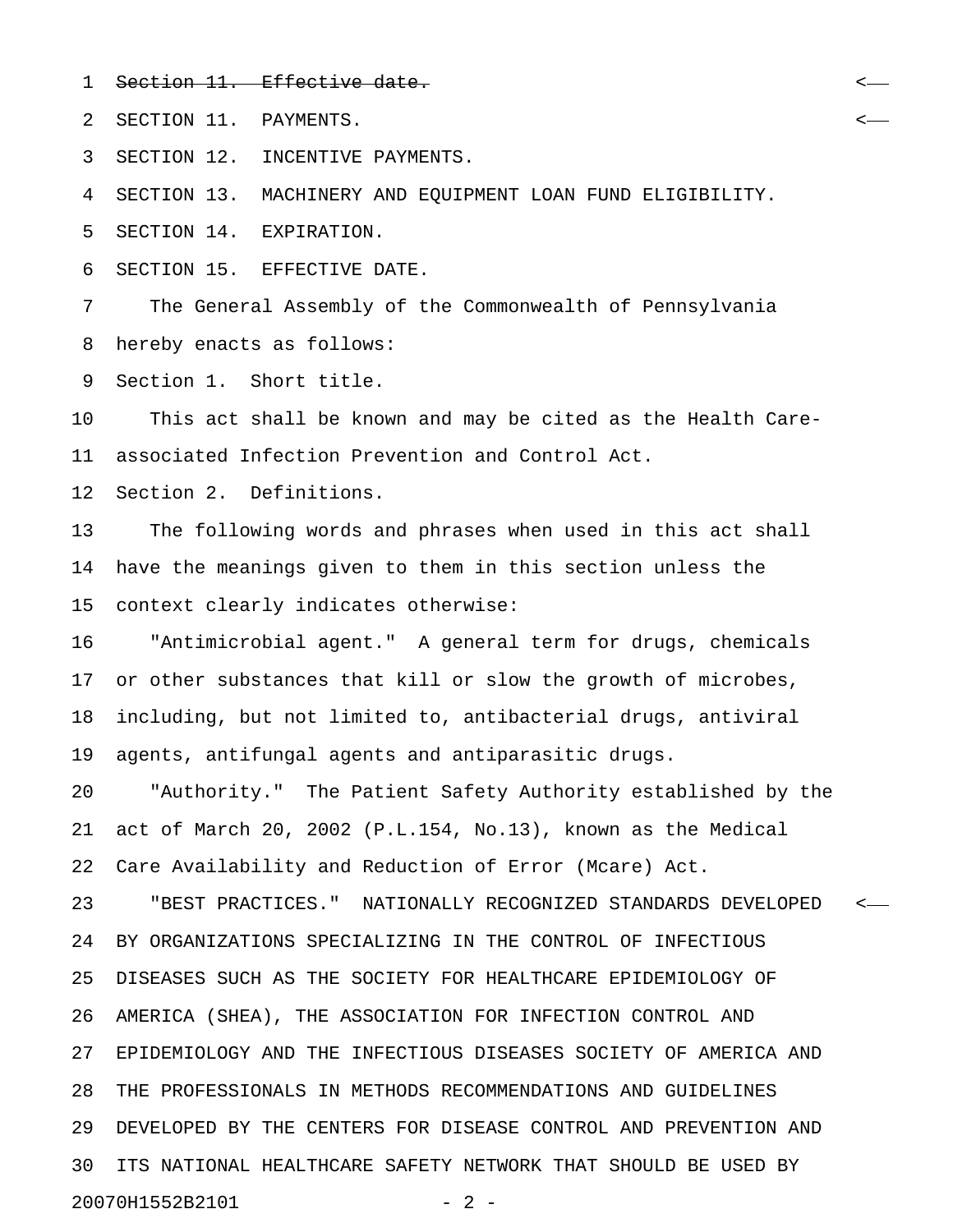~~Section 11. Effective date.~~

SECTION 11. PAYMENTS.

SECTION 12. INCENTIVE PAYMENTS.

SECTION 13. MACHINERY AND EQUIPMENT LOAN FUND ELIGIBILITY.

SECTION 14. EXPIRATION.

SECTION 15. EFFECTIVE DATE.

The General Assembly of the Commonwealth of Pennsylvania hereby enacts as follows:

Section 1. Short title.

This act shall be known and may be cited as the Health Care-associated Infection Prevention and Control Act.

Section 2. Definitions.

The following words and phrases when used in this act shall have the meanings given to them in this section unless the context clearly indicates otherwise:

"Antimicrobial agent." A general term for drugs, chemicals or other substances that kill or slow the growth of microbes, including, but not limited to, antibacterial drugs, antiviral agents, antifungal agents and antiparasitic drugs.

"Authority." The Patient Safety Authority established by the act of March 20, 2002 (P.L.154, No.13), known as the Medical Care Availability and Reduction of Error (Mcare) Act.

"BEST PRACTICES." NATIONALLY RECOGNIZED STANDARDS DEVELOPED BY ORGANIZATIONS SPECIALIZING IN THE CONTROL OF INFECTIOUS DISEASES SUCH AS THE SOCIETY FOR HEALTHCARE EPIDEMIOLOGY OF AMERICA (SHEA), THE ASSOCIATION FOR INFECTION CONTROL AND EPIDEMIOLOGY AND THE INFECTIOUS DISEASES SOCIETY OF AMERICA AND THE PROFESSIONALS IN METHODS RECOMMENDATIONS AND GUIDELINES DEVELOPED BY THE CENTERS FOR DISEASE CONTROL AND PREVENTION AND ITS NATIONAL HEALTHCARE SAFETY NETWORK THAT SHOULD BE USED BY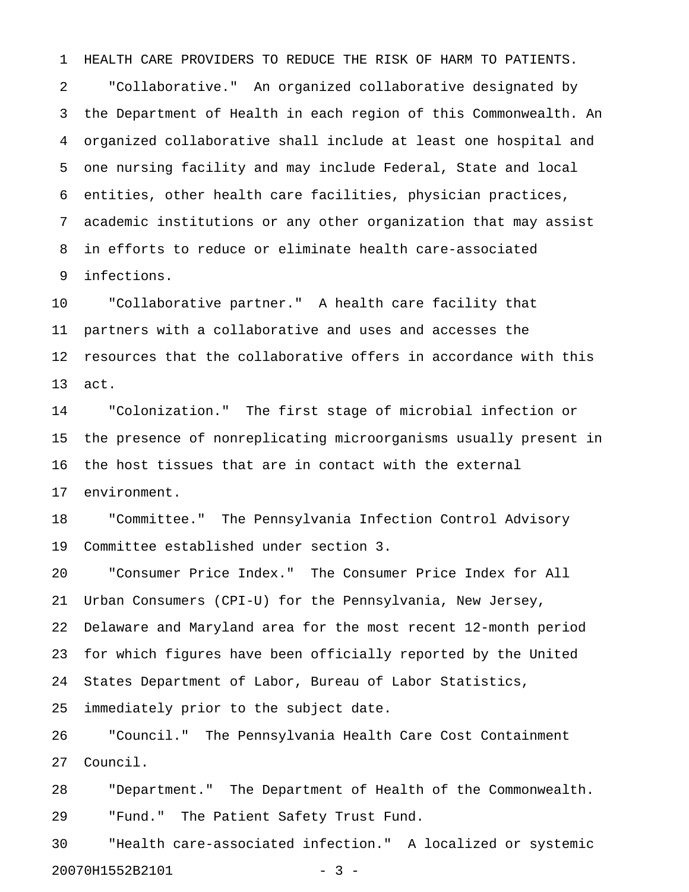HEALTH CARE PROVIDERS TO REDUCE THE RISK OF HARM TO PATIENTS.

"Collaborative." An organized collaborative designated by the Department of Health in each region of this Commonwealth. An organized collaborative shall include at least one hospital and one nursing facility and may include Federal, State and local entities, other health care facilities, physician practices, academic institutions or any other organization that may assist in efforts to reduce or eliminate health care-associated infections.

"Collaborative partner." A health care facility that partners with a collaborative and uses and accesses the resources that the collaborative offers in accordance with this act.

"Colonization." The first stage of microbial infection or the presence of nonreplicating microorganisms usually present in the host tissues that are in contact with the external environment.

"Committee." The Pennsylvania Infection Control Advisory Committee established under section 3.

"Consumer Price Index." The Consumer Price Index for All Urban Consumers (CPI-U) for the Pennsylvania, New Jersey, Delaware and Maryland area for the most recent 12-month period for which figures have been officially reported by the United States Department of Labor, Bureau of Labor Statistics, immediately prior to the subject date.

"Council." The Pennsylvania Health Care Cost Containment Council.

"Department." The Department of Health of the Commonwealth.

"Fund." The Patient Safety Trust Fund.

"Health care-associated infection." A localized or systemic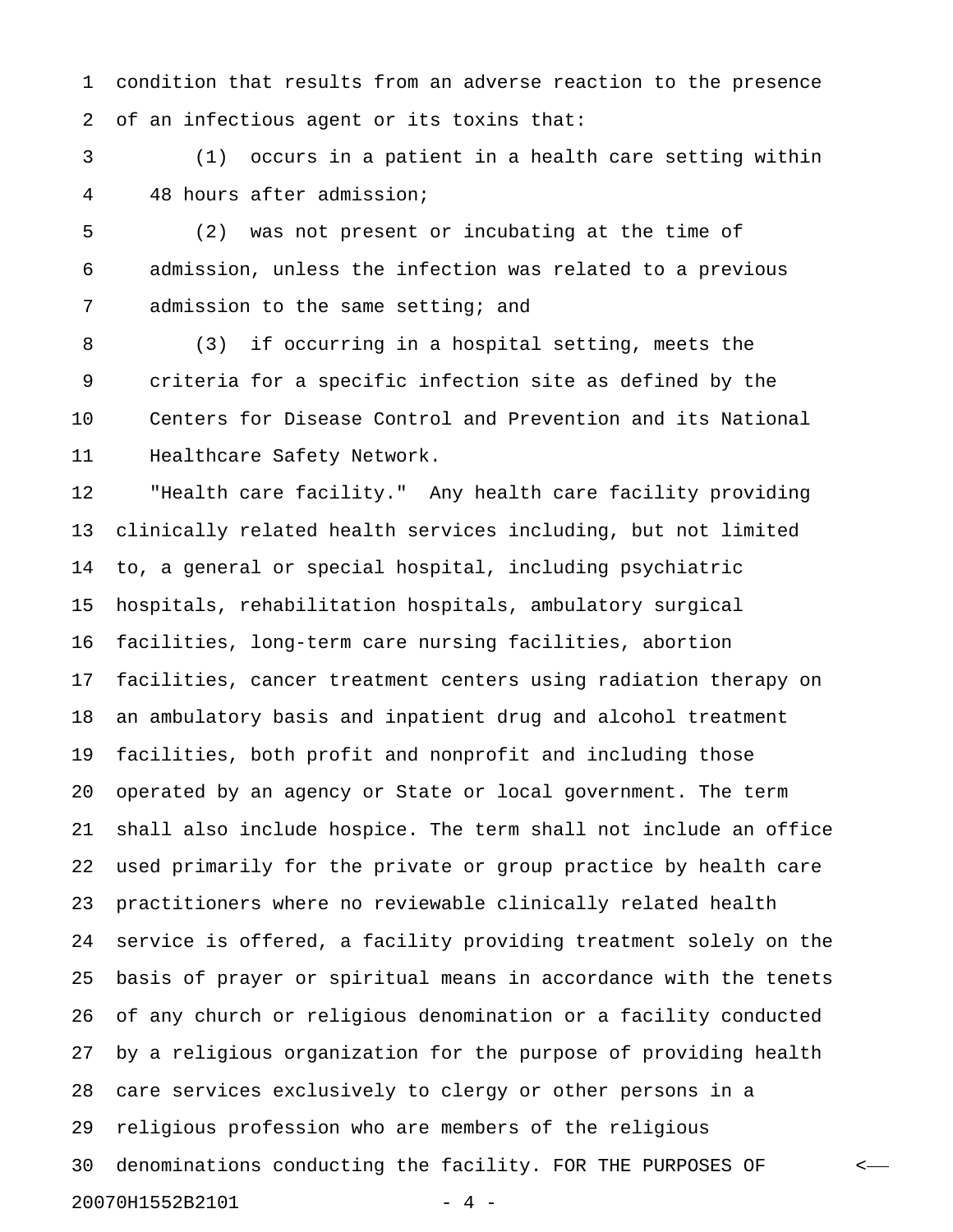condition that results from an adverse reaction to the presence of an infectious agent or its toxins that:

(1) occurs in a patient in a health care setting within 48 hours after admission;

(2) was not present or incubating at the time of admission, unless the infection was related to a previous admission to the same setting; and

(3) if occurring in a hospital setting, meets the criteria for a specific infection site as defined by the Centers for Disease Control and Prevention and its National Healthcare Safety Network.

"Health care facility." Any health care facility providing clinically related health services including, but not limited to, a general or special hospital, including psychiatric hospitals, rehabilitation hospitals, ambulatory surgical facilities, long-term care nursing facilities, abortion facilities, cancer treatment centers using radiation therapy on an ambulatory basis and inpatient drug and alcohol treatment facilities, both profit and nonprofit and including those operated by an agency or State or local government. The term shall also include hospice. The term shall not include an office used primarily for the private or group practice by health care practitioners where no reviewable clinically related health service is offered, a facility providing treatment solely on the basis of prayer or spiritual means in accordance with the tenets of any church or religious denomination or a facility conducted by a religious organization for the purpose of providing health care services exclusively to clergy or other persons in a religious profession who are members of the religious denominations conducting the facility. FOR THE PURPOSES OF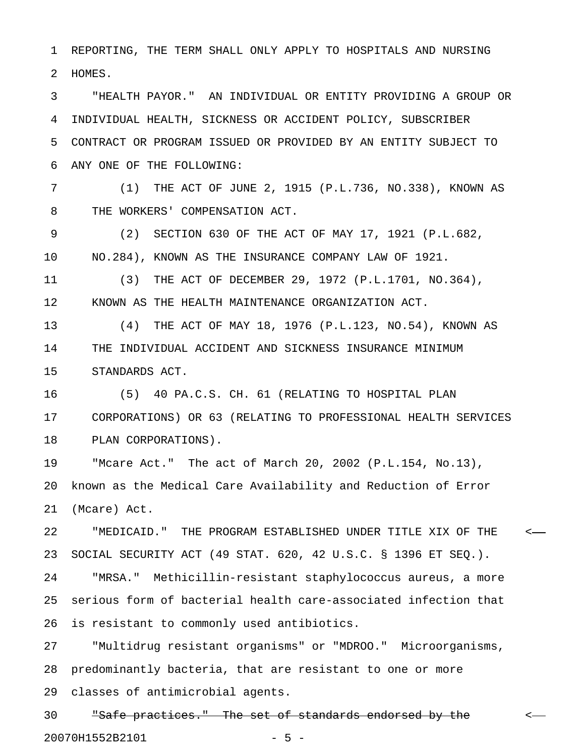REPORTING, THE TERM SHALL ONLY APPLY TO HOSPITALS AND NURSING HOMES.

"HEALTH PAYOR." AN INDIVIDUAL OR ENTITY PROVIDING A GROUP OR INDIVIDUAL HEALTH, SICKNESS OR ACCIDENT POLICY, SUBSCRIBER CONTRACT OR PROGRAM ISSUED OR PROVIDED BY AN ENTITY SUBJECT TO ANY ONE OF THE FOLLOWING:

(1) THE ACT OF JUNE 2, 1915 (P.L.736, NO.338), KNOWN AS THE WORKERS' COMPENSATION ACT.

(2) SECTION 630 OF THE ACT OF MAY 17, 1921 (P.L.682, NO.284), KNOWN AS THE INSURANCE COMPANY LAW OF 1921.

(3) THE ACT OF DECEMBER 29, 1972 (P.L.1701, NO.364), KNOWN AS THE HEALTH MAINTENANCE ORGANIZATION ACT.

(4) THE ACT OF MAY 18, 1976 (P.L.123, NO.54), KNOWN AS THE INDIVIDUAL ACCIDENT AND SICKNESS INSURANCE MINIMUM STANDARDS ACT.

(5) 40 PA.C.S. CH. 61 (RELATING TO HOSPITAL PLAN CORPORATIONS) OR 63 (RELATING TO PROFESSIONAL HEALTH SERVICES PLAN CORPORATIONS).

"Mcare Act." The act of March 20, 2002 (P.L.154, No.13), known as the Medical Care Availability and Reduction of Error (Mcare) Act.

"MEDICAID." THE PROGRAM ESTABLISHED UNDER TITLE XIX OF THE SOCIAL SECURITY ACT (49 STAT. 620, 42 U.S.C. § 1396 ET SEQ.).

"MRSA." Methicillin-resistant staphylococcus aureus, a more serious form of bacterial health care-associated infection that is resistant to commonly used antibiotics.

"Multidrug resistant organisms" or "MDROO." Microorganisms, predominantly bacteria, that are resistant to one or more classes of antimicrobial agents.

~~"Safe practices." The set of standards endorsed by the~~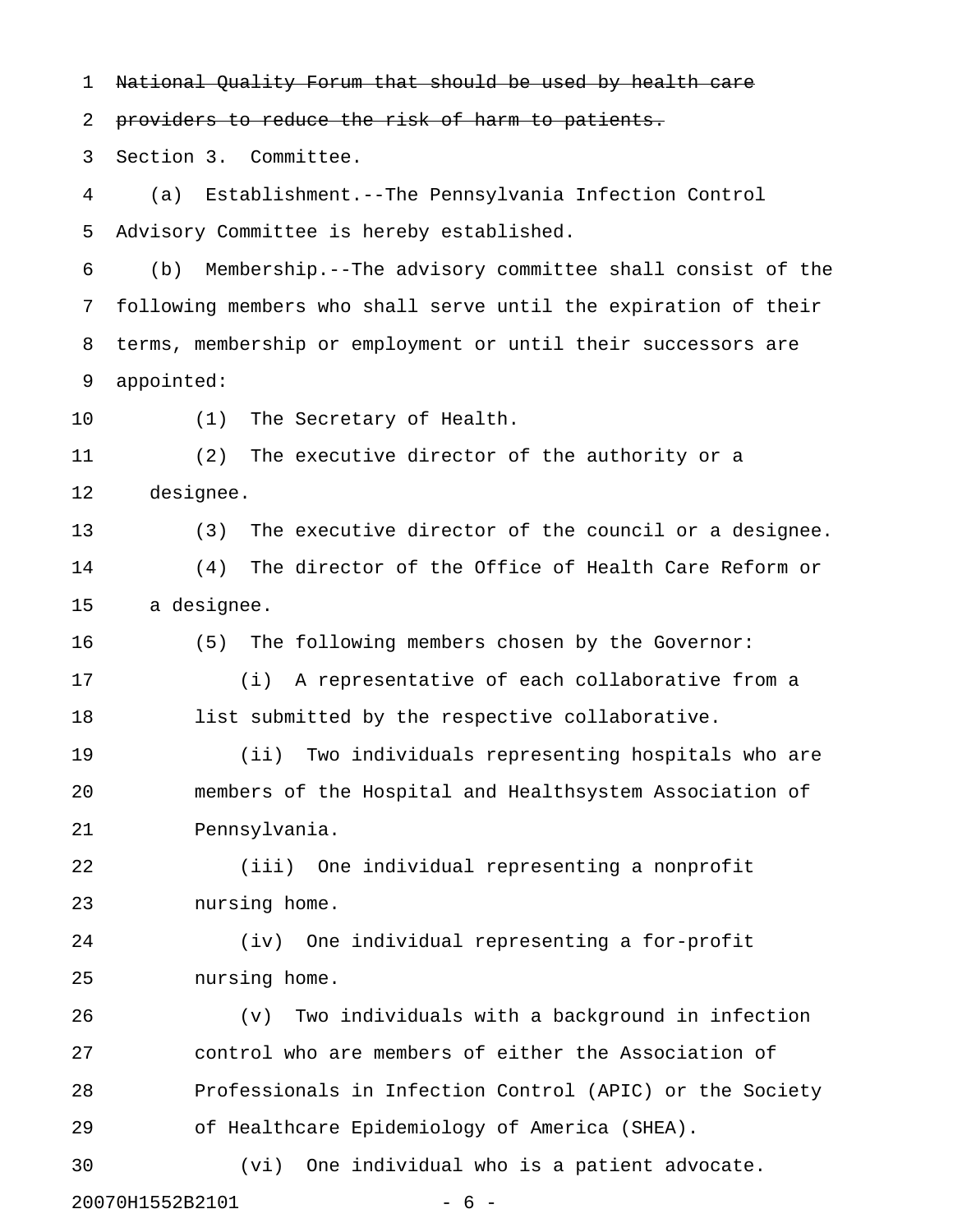~~National Quality Forum that should be used by health care providers to reduce the risk of harm to patients.~~

Section 3. Committee.

(a) Establishment.--The Pennsylvania Infection Control Advisory Committee is hereby established.

(b) Membership.--The advisory committee shall consist of the following members who shall serve until the expiration of their terms, membership or employment or until their successors are appointed:

(1) The Secretary of Health.

(2) The executive director of the authority or a designee.

(3) The executive director of the council or a designee.

(4) The director of the Office of Health Care Reform or a designee.

(5) The following members chosen by the Governor:

(i) A representative of each collaborative from a list submitted by the respective collaborative.

(ii) Two individuals representing hospitals who are members of the Hospital and Healthsystem Association of Pennsylvania.

(iii) One individual representing a nonprofit nursing home.

(iv) One individual representing a for-profit nursing home.

(v) Two individuals with a background in infection control who are members of either the Association of Professionals in Infection Control (APIC) or the Society of Healthcare Epidemiology of America (SHEA).

(vi) One individual who is a patient advocate.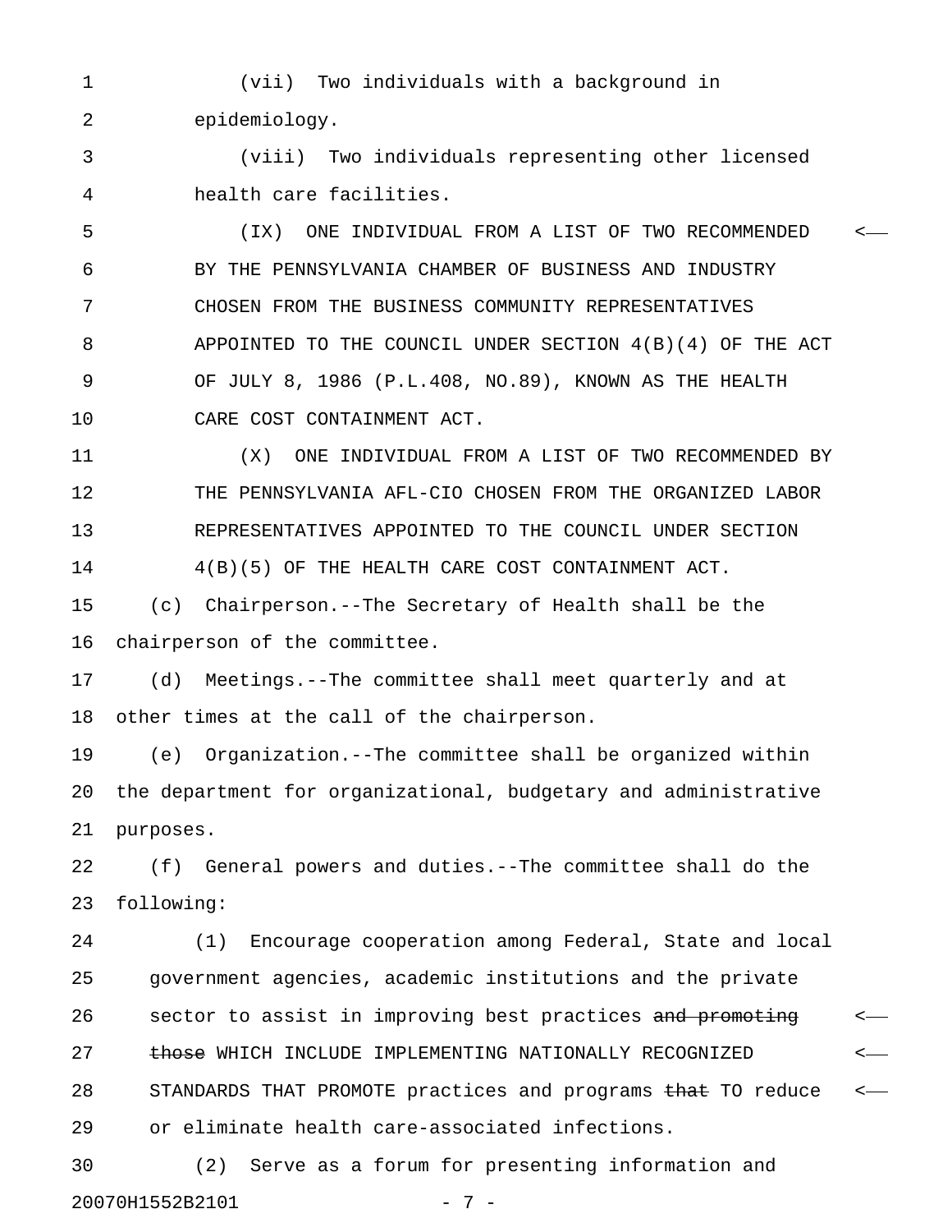(vii) Two individuals with a background in epidemiology.

(viii) Two individuals representing other licensed health care facilities.

(IX) ONE INDIVIDUAL FROM A LIST OF TWO RECOMMENDED BY THE PENNSYLVANIA CHAMBER OF BUSINESS AND INDUSTRY CHOSEN FROM THE BUSINESS COMMUNITY REPRESENTATIVES APPOINTED TO THE COUNCIL UNDER SECTION 4(B)(4) OF THE ACT OF JULY 8, 1986 (P.L.408, NO.89), KNOWN AS THE HEALTH CARE COST CONTAINMENT ACT.

(X) ONE INDIVIDUAL FROM A LIST OF TWO RECOMMENDED BY THE PENNSYLVANIA AFL-CIO CHOSEN FROM THE ORGANIZED LABOR REPRESENTATIVES APPOINTED TO THE COUNCIL UNDER SECTION 4(B)(5) OF THE HEALTH CARE COST CONTAINMENT ACT.

(c) Chairperson.--The Secretary of Health shall be the chairperson of the committee.

(d) Meetings.--The committee shall meet quarterly and at other times at the call of the chairperson.

(e) Organization.--The committee shall be organized within the department for organizational, budgetary and administrative purposes.

(f) General powers and duties.--The committee shall do the following:

(1) Encourage cooperation among Federal, State and local government agencies, academic institutions and the private sector to assist in improving best practices ~~and promoting those~~ WHICH INCLUDE IMPLEMENTING NATIONALLY RECOGNIZED STANDARDS THAT PROMOTE practices and programs ~~that~~ TO reduce or eliminate health care-associated infections.

(2) Serve as a forum for presenting information and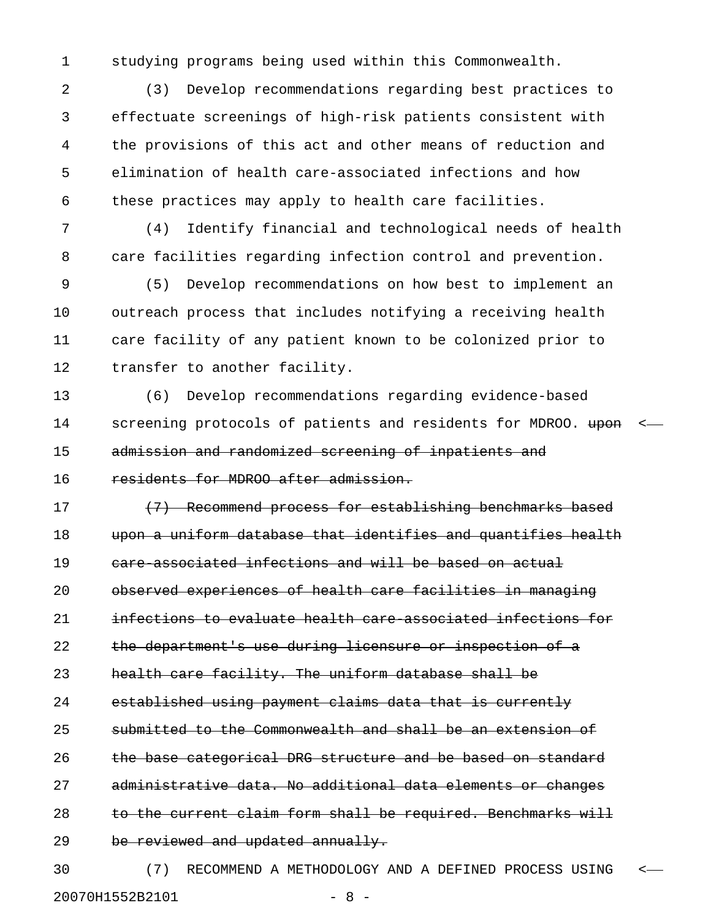studying programs being used within this Commonwealth.

(3) Develop recommendations regarding best practices to effectuate screenings of high-risk patients consistent with the provisions of this act and other means of reduction and elimination of health care-associated infections and how these practices may apply to health care facilities.

(4) Identify financial and technological needs of health care facilities regarding infection control and prevention.

(5) Develop recommendations on how best to implement an outreach process that includes notifying a receiving health care facility of any patient known to be colonized prior to transfer to another facility.

(6) Develop recommendations regarding evidence-based screening protocols of patients and residents for MDROO. ~~upon admission and randomized screening of inpatients and residents for MDROO after admission.~~

~~(7) Recommend process for establishing benchmarks based upon a uniform database that identifies and quantifies health care-associated infections and will be based on actual observed experiences of health care facilities in managing infections to evaluate health care-associated infections for the department's use during licensure or inspection of a health care facility. The uniform database shall be established using payment claims data that is currently submitted to the Commonwealth and shall be an extension of the base categorical DRG structure and be based on standard administrative data. No additional data elements or changes to the current claim form shall be required. Benchmarks will be reviewed and updated annually.~~

(7) RECOMMEND A METHODOLOGY AND A DEFINED PROCESS USING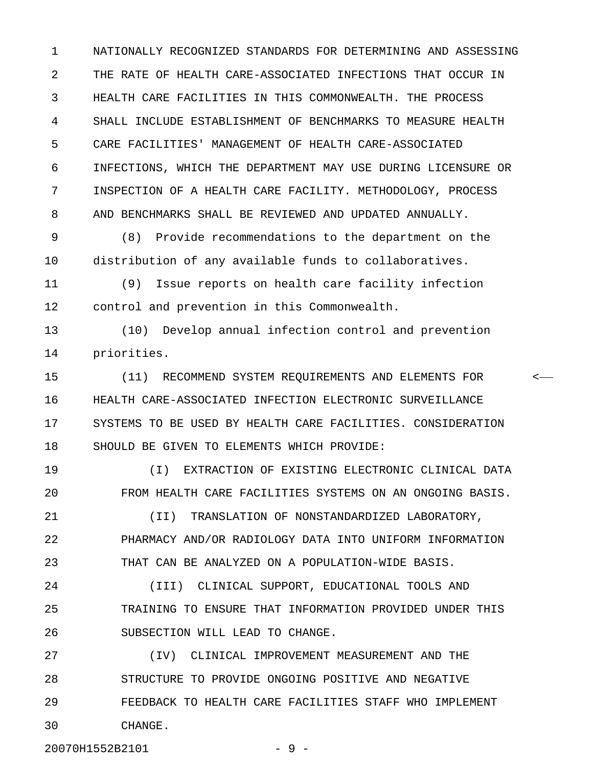NATIONALLY RECOGNIZED STANDARDS FOR DETERMINING AND ASSESSING THE RATE OF HEALTH CARE-ASSOCIATED INFECTIONS THAT OCCUR IN HEALTH CARE FACILITIES IN THIS COMMONWEALTH. THE PROCESS SHALL INCLUDE ESTABLISHMENT OF BENCHMARKS TO MEASURE HEALTH CARE FACILITIES' MANAGEMENT OF HEALTH CARE-ASSOCIATED INFECTIONS, WHICH THE DEPARTMENT MAY USE DURING LICENSURE OR INSPECTION OF A HEALTH CARE FACILITY. METHODOLOGY, PROCESS AND BENCHMARKS SHALL BE REVIEWED AND UPDATED ANNUALLY.

(8) Provide recommendations to the department on the distribution of any available funds to collaboratives.

(9) Issue reports on health care facility infection control and prevention in this Commonwealth.

(10) Develop annual infection control and prevention priorities.

(11) RECOMMEND SYSTEM REQUIREMENTS AND ELEMENTS FOR HEALTH CARE-ASSOCIATED INFECTION ELECTRONIC SURVEILLANCE SYSTEMS TO BE USED BY HEALTH CARE FACILITIES. CONSIDERATION SHOULD BE GIVEN TO ELEMENTS WHICH PROVIDE:

(I) EXTRACTION OF EXISTING ELECTRONIC CLINICAL DATA FROM HEALTH CARE FACILITIES SYSTEMS ON AN ONGOING BASIS.

(II) TRANSLATION OF NONSTANDARDIZED LABORATORY, PHARMACY AND/OR RADIOLOGY DATA INTO UNIFORM INFORMATION THAT CAN BE ANALYZED ON A POPULATION-WIDE BASIS.

(III) CLINICAL SUPPORT, EDUCATIONAL TOOLS AND TRAINING TO ENSURE THAT INFORMATION PROVIDED UNDER THIS SUBSECTION WILL LEAD TO CHANGE.

(IV) CLINICAL IMPROVEMENT MEASUREMENT AND THE STRUCTURE TO PROVIDE ONGOING POSITIVE AND NEGATIVE FEEDBACK TO HEALTH CARE FACILITIES STAFF WHO IMPLEMENT CHANGE.

20070H1552B2101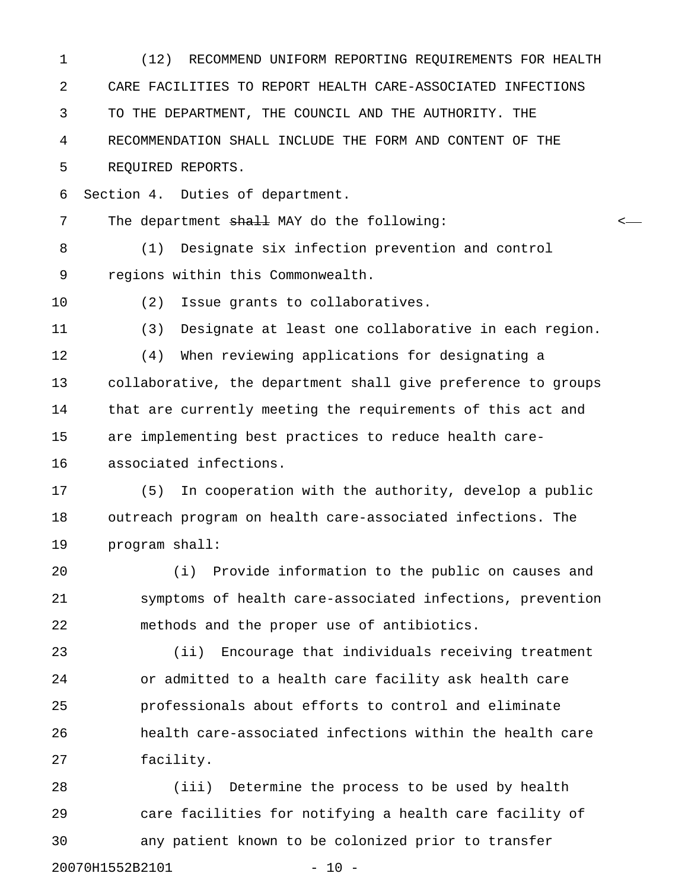(12) RECOMMEND UNIFORM REPORTING REQUIREMENTS FOR HEALTH CARE FACILITIES TO REPORT HEALTH CARE-ASSOCIATED INFECTIONS TO THE DEPARTMENT, THE COUNCIL AND THE AUTHORITY. THE RECOMMENDATION SHALL INCLUDE THE FORM AND CONTENT OF THE REQUIRED REPORTS.

Section 4. Duties of department.

The department ~~shall~~ MAY do the following:

(1) Designate six infection prevention and control regions within this Commonwealth.

(2) Issue grants to collaboratives.

(3) Designate at least one collaborative in each region.

(4) When reviewing applications for designating a collaborative, the department shall give preference to groups that are currently meeting the requirements of this act and are implementing best practices to reduce health care-associated infections.

(5) In cooperation with the authority, develop a public outreach program on health care-associated infections. The program shall:

(i) Provide information to the public on causes and symptoms of health care-associated infections, prevention methods and the proper use of antibiotics.

(ii) Encourage that individuals receiving treatment or admitted to a health care facility ask health care professionals about efforts to control and eliminate health care-associated infections within the health care facility.

(iii) Determine the process to be used by health care facilities for notifying a health care facility of any patient known to be colonized prior to transfer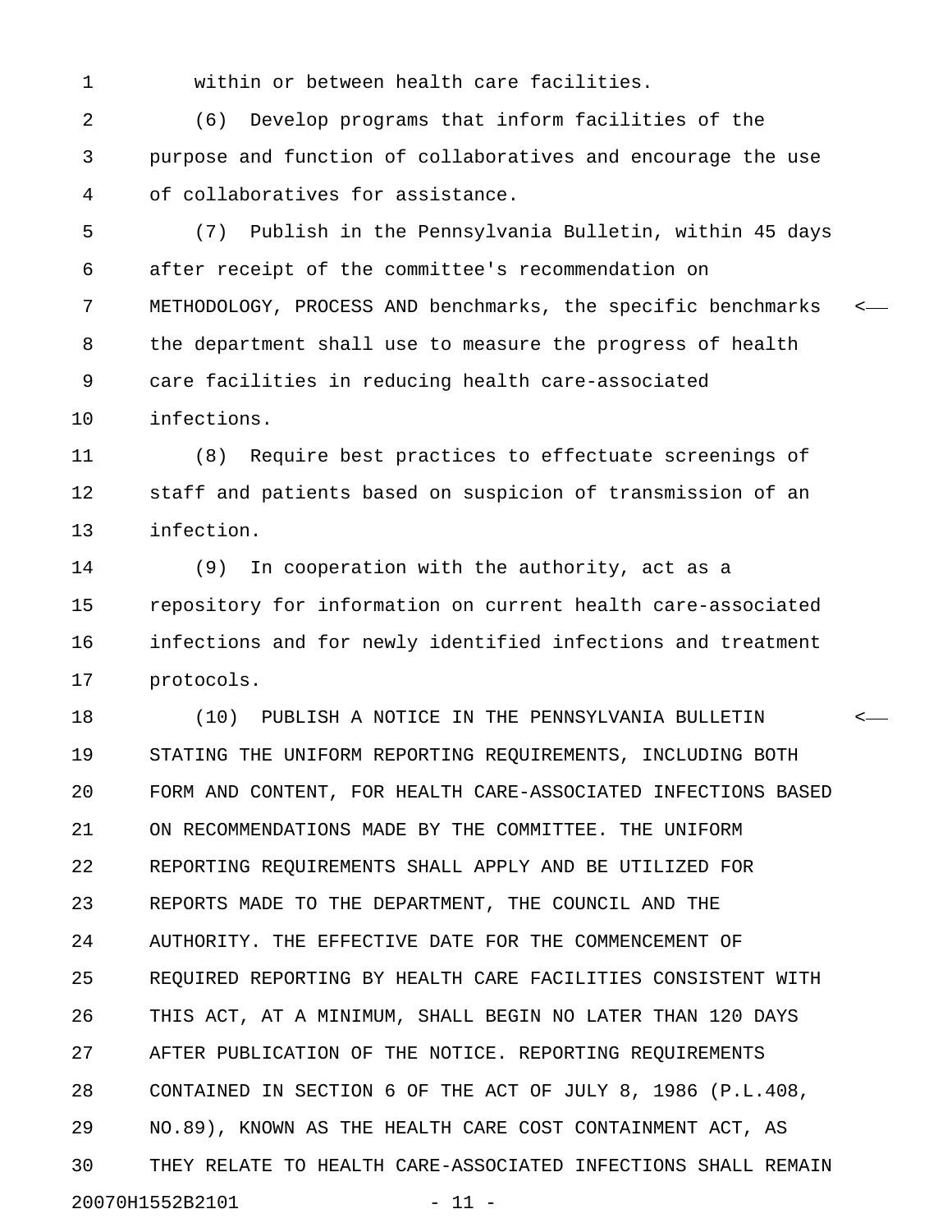within or between health care facilities.

(6) Develop programs that inform facilities of the purpose and function of collaboratives and encourage the use of collaboratives for assistance.

(7) Publish in the Pennsylvania Bulletin, within 45 days after receipt of the committee's recommendation on METHODOLOGY, PROCESS AND benchmarks, the specific benchmarks the department shall use to measure the progress of health care facilities in reducing health care-associated infections.

(8) Require best practices to effectuate screenings of staff and patients based on suspicion of transmission of an infection.

(9) In cooperation with the authority, act as a repository for information on current health care-associated infections and for newly identified infections and treatment protocols.

(10) PUBLISH A NOTICE IN THE PENNSYLVANIA BULLETIN STATING THE UNIFORM REPORTING REQUIREMENTS, INCLUDING BOTH FORM AND CONTENT, FOR HEALTH CARE-ASSOCIATED INFECTIONS BASED ON RECOMMENDATIONS MADE BY THE COMMITTEE. THE UNIFORM REPORTING REQUIREMENTS SHALL APPLY AND BE UTILIZED FOR REPORTS MADE TO THE DEPARTMENT, THE COUNCIL AND THE AUTHORITY. THE EFFECTIVE DATE FOR THE COMMENCEMENT OF REQUIRED REPORTING BY HEALTH CARE FACILITIES CONSISTENT WITH THIS ACT, AT A MINIMUM, SHALL BEGIN NO LATER THAN 120 DAYS AFTER PUBLICATION OF THE NOTICE. REPORTING REQUIREMENTS CONTAINED IN SECTION 6 OF THE ACT OF JULY 8, 1986 (P.L.408, NO.89), KNOWN AS THE HEALTH CARE COST CONTAINMENT ACT, AS THEY RELATE TO HEALTH CARE-ASSOCIATED INFECTIONS SHALL REMAIN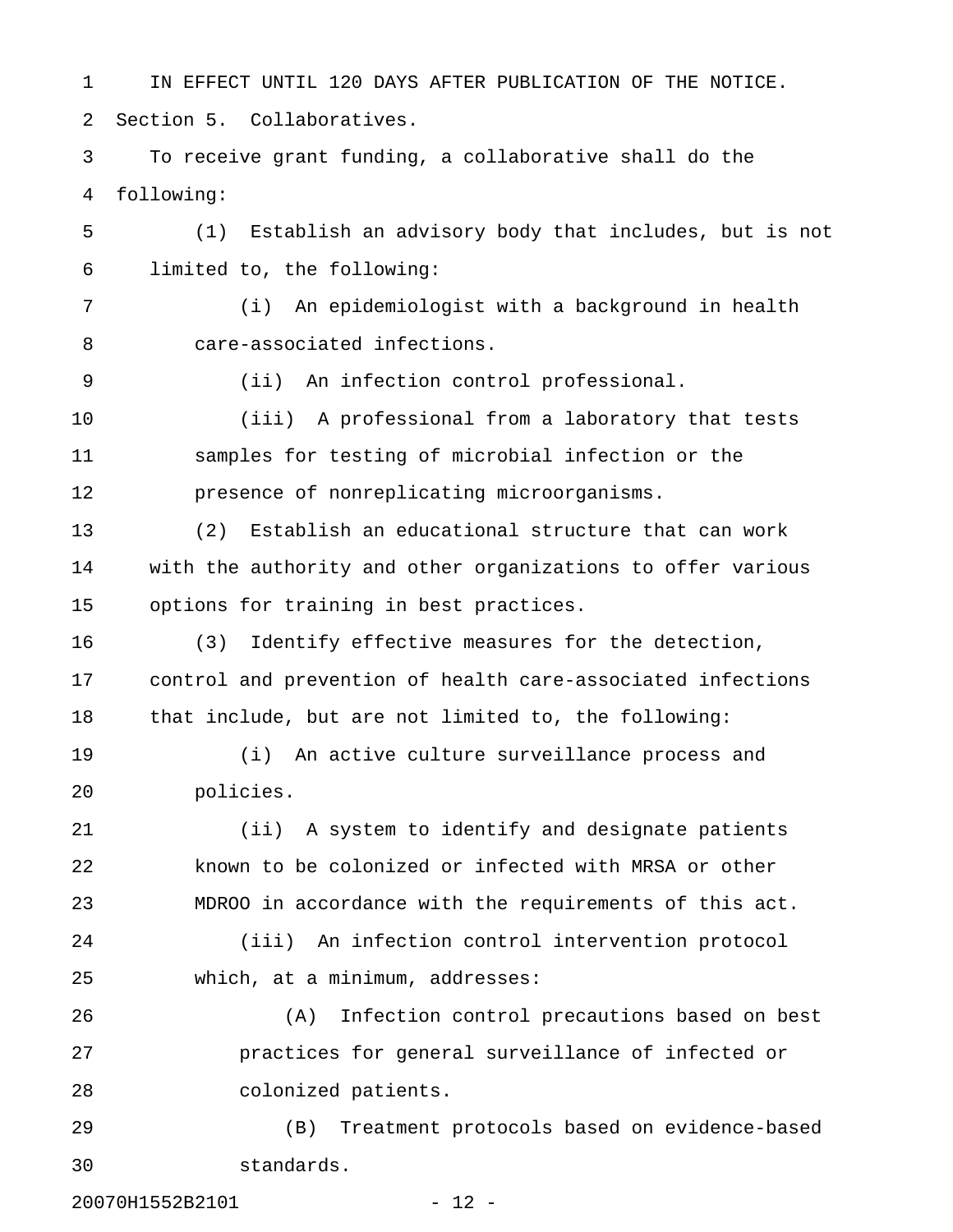IN EFFECT UNTIL 120 DAYS AFTER PUBLICATION OF THE NOTICE.

Section 5. Collaboratives.

To receive grant funding, a collaborative shall do the following:

(1) Establish an advisory body that includes, but is not limited to, the following:

(i) An epidemiologist with a background in health care-associated infections.

(ii) An infection control professional.

(iii) A professional from a laboratory that tests samples for testing of microbial infection or the presence of nonreplicating microorganisms.

(2) Establish an educational structure that can work with the authority and other organizations to offer various options for training in best practices.

(3) Identify effective measures for the detection, control and prevention of health care-associated infections that include, but are not limited to, the following:

(i) An active culture surveillance process and policies.

(ii) A system to identify and designate patients known to be colonized or infected with MRSA or other MDROO in accordance with the requirements of this act.

(iii) An infection control intervention protocol which, at a minimum, addresses:

(A) Infection control precautions based on best practices for general surveillance of infected or colonized patients.

(B) Treatment protocols based on evidence-based standards.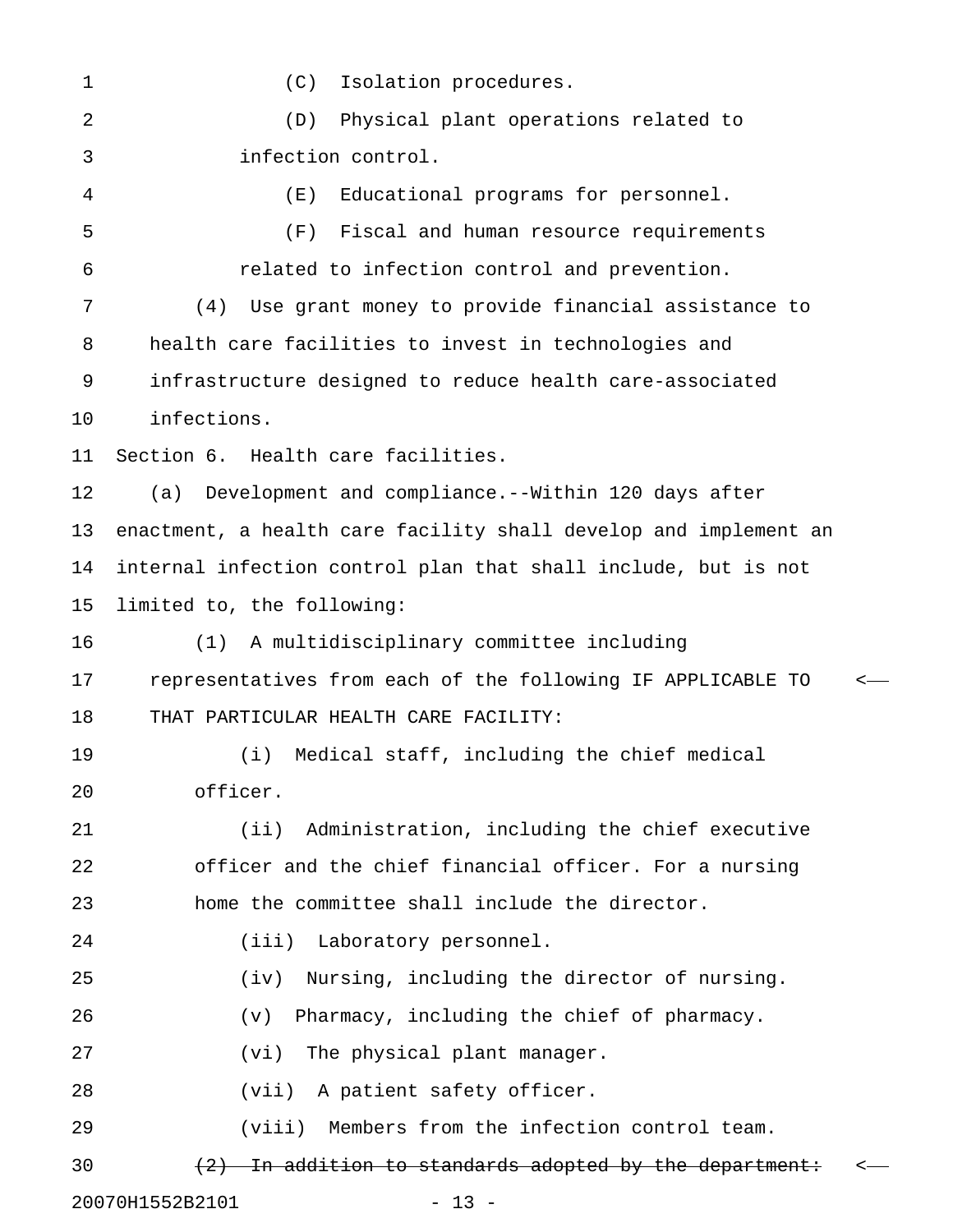(C) Isolation procedures.

(D) Physical plant operations related to infection control.

(E) Educational programs for personnel.

(F) Fiscal and human resource requirements related to infection control and prevention.

(4) Use grant money to provide financial assistance to health care facilities to invest in technologies and infrastructure designed to reduce health care-associated infections.

Section 6. Health care facilities.

(a) Development and compliance.--Within 120 days after enactment, a health care facility shall develop and implement an internal infection control plan that shall include, but is not limited to, the following:

(1) A multidisciplinary committee including representatives from each of the following IF APPLICABLE TO THAT PARTICULAR HEALTH CARE FACILITY:

(i) Medical staff, including the chief medical officer.

(ii) Administration, including the chief executive officer and the chief financial officer. For a nursing home the committee shall include the director.

(iii) Laboratory personnel.

(iv) Nursing, including the director of nursing.

(v) Pharmacy, including the chief of pharmacy.

(vi) The physical plant manager.

(vii) A patient safety officer.

(viii) Members from the infection control team.

~~(2) In addition to standards adopted by the department:~~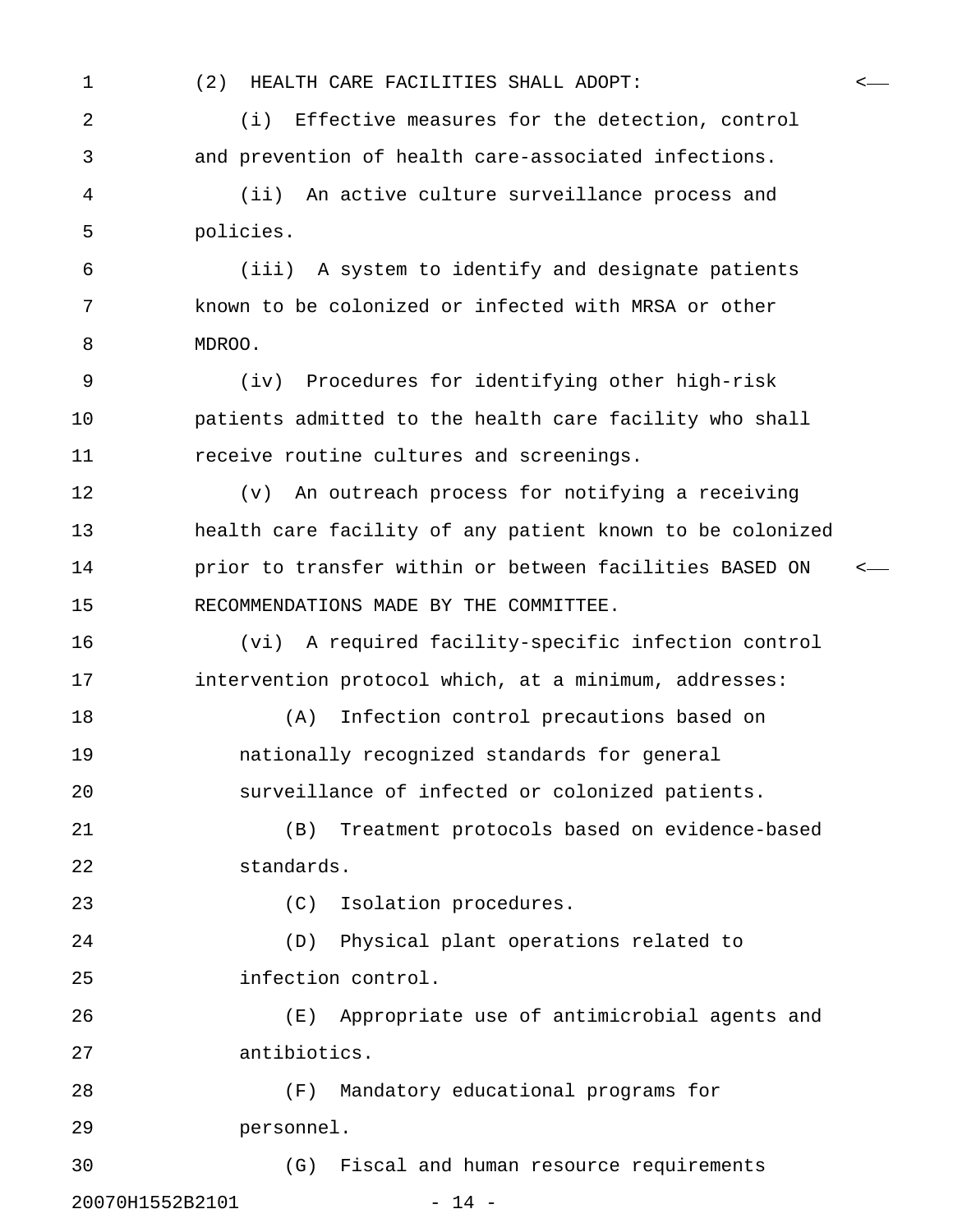(2) HEALTH CARE FACILITIES SHALL ADOPT:

(i) Effective measures for the detection, control and prevention of health care-associated infections.

(ii) An active culture surveillance process and policies.

(iii) A system to identify and designate patients known to be colonized or infected with MRSA or other MDROO.

(iv) Procedures for identifying other high-risk patients admitted to the health care facility who shall receive routine cultures and screenings.

(v) An outreach process for notifying a receiving health care facility of any patient known to be colonized prior to transfer within or between facilities BASED ON RECOMMENDATIONS MADE BY THE COMMITTEE.

(vi) A required facility-specific infection control intervention protocol which, at a minimum, addresses:

(A) Infection control precautions based on nationally recognized standards for general surveillance of infected or colonized patients.

(B) Treatment protocols based on evidence-based standards.

(C) Isolation procedures.

(D) Physical plant operations related to infection control.

(E) Appropriate use of antimicrobial agents and antibiotics.

(F) Mandatory educational programs for personnel.

(G) Fiscal and human resource requirements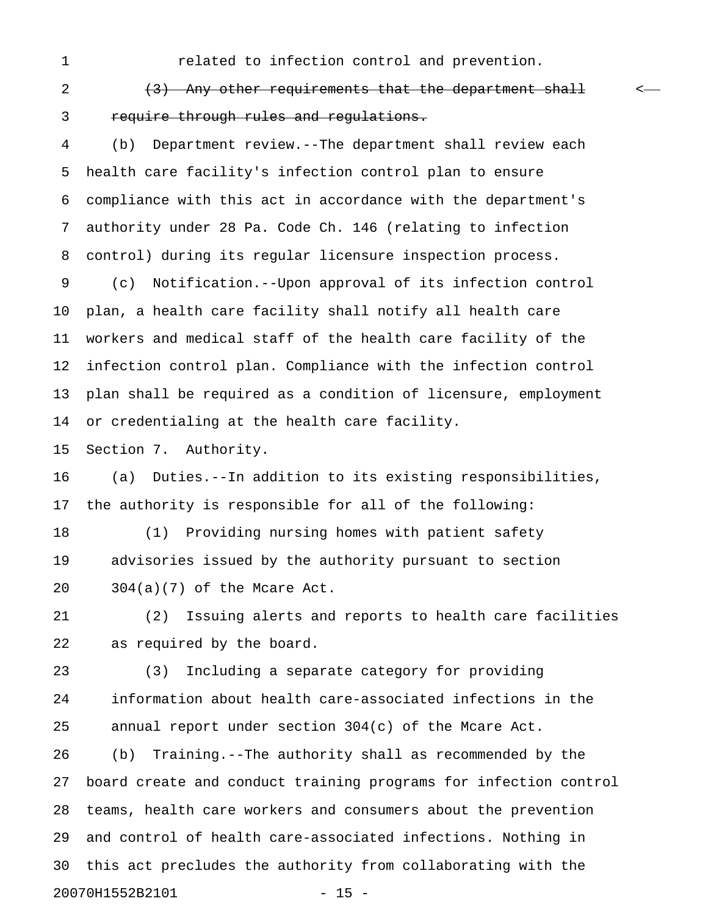related to infection control and prevention.

~~(3) Any other requirements that the department shall require through rules and regulations.~~

(b) Department review.--The department shall review each health care facility's infection control plan to ensure compliance with this act in accordance with the department's authority under 28 Pa. Code Ch. 146 (relating to infection control) during its regular licensure inspection process.

(c) Notification.--Upon approval of its infection control plan, a health care facility shall notify all health care workers and medical staff of the health care facility of the infection control plan. Compliance with the infection control plan shall be required as a condition of licensure, employment or credentialing at the health care facility.

Section 7. Authority.

(a) Duties.--In addition to its existing responsibilities, the authority is responsible for all of the following:

(1) Providing nursing homes with patient safety advisories issued by the authority pursuant to section 304(a)(7) of the Mcare Act.

(2) Issuing alerts and reports to health care facilities as required by the board.

(3) Including a separate category for providing information about health care-associated infections in the annual report under section 304(c) of the Mcare Act.

(b) Training.--The authority shall as recommended by the board create and conduct training programs for infection control teams, health care workers and consumers about the prevention and control of health care-associated infections. Nothing in this act precludes the authority from collaborating with the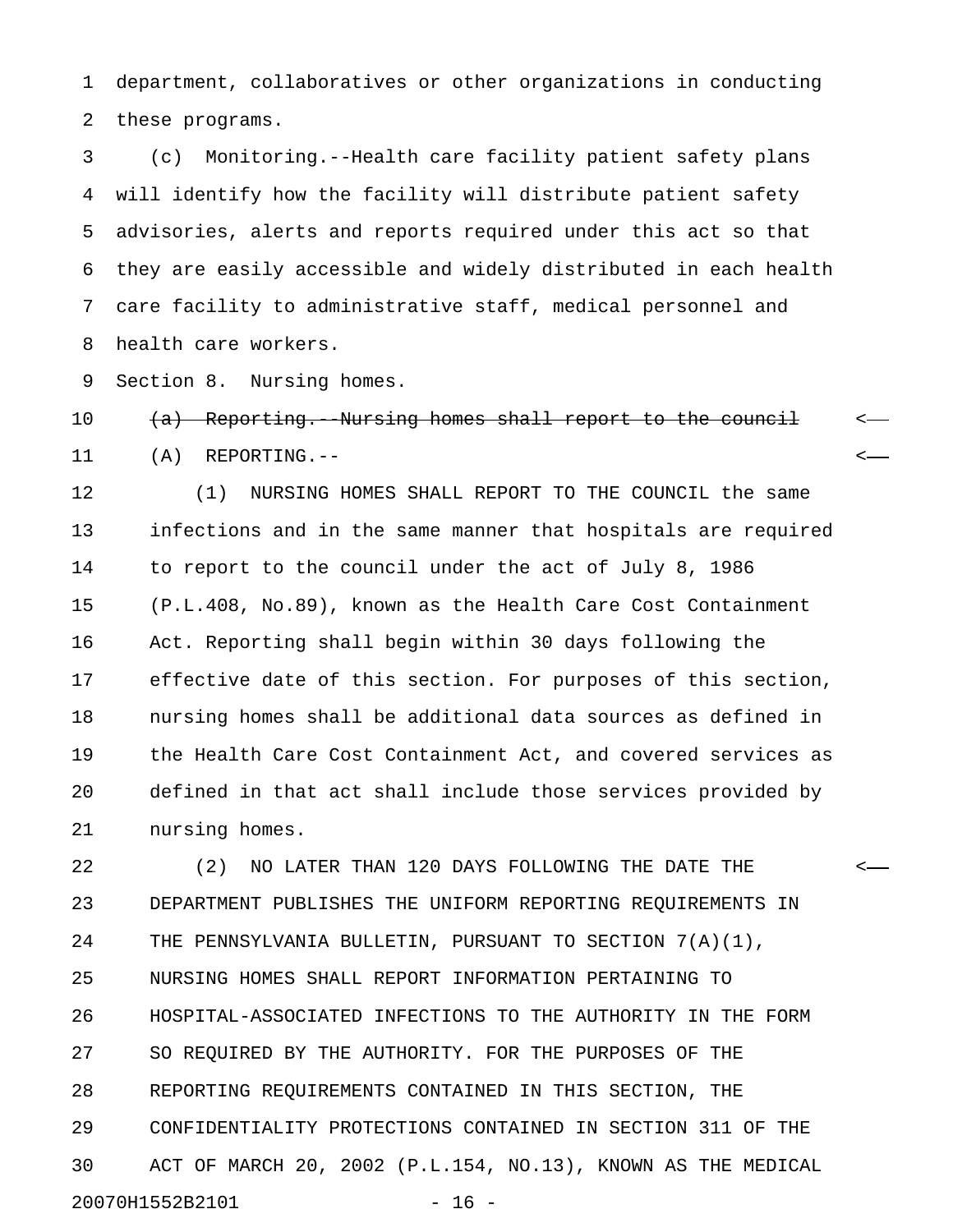department, collaboratives or other organizations in conducting these programs.

(c) Monitoring.--Health care facility patient safety plans will identify how the facility will distribute patient safety advisories, alerts and reports required under this act so that they are easily accessible and widely distributed in each health care facility to administrative staff, medical personnel and health care workers.

Section 8. Nursing homes.

~~(a) Reporting.--Nursing homes shall report to the council~~

(A) REPORTING.--

(1) NURSING HOMES SHALL REPORT TO THE COUNCIL the same infections and in the same manner that hospitals are required to report to the council under the act of July 8, 1986 (P.L.408, No.89), known as the Health Care Cost Containment Act. Reporting shall begin within 30 days following the effective date of this section. For purposes of this section, nursing homes shall be additional data sources as defined in the Health Care Cost Containment Act, and covered services as defined in that act shall include those services provided by nursing homes.

(2) NO LATER THAN 120 DAYS FOLLOWING THE DATE THE DEPARTMENT PUBLISHES THE UNIFORM REPORTING REQUIREMENTS IN THE PENNSYLVANIA BULLETIN, PURSUANT TO SECTION 7(A)(1), NURSING HOMES SHALL REPORT INFORMATION PERTAINING TO HOSPITAL-ASSOCIATED INFECTIONS TO THE AUTHORITY IN THE FORM SO REQUIRED BY THE AUTHORITY. FOR THE PURPOSES OF THE REPORTING REQUIREMENTS CONTAINED IN THIS SECTION, THE CONFIDENTIALITY PROTECTIONS CONTAINED IN SECTION 311 OF THE ACT OF MARCH 20, 2002 (P.L.154, NO.13), KNOWN AS THE MEDICAL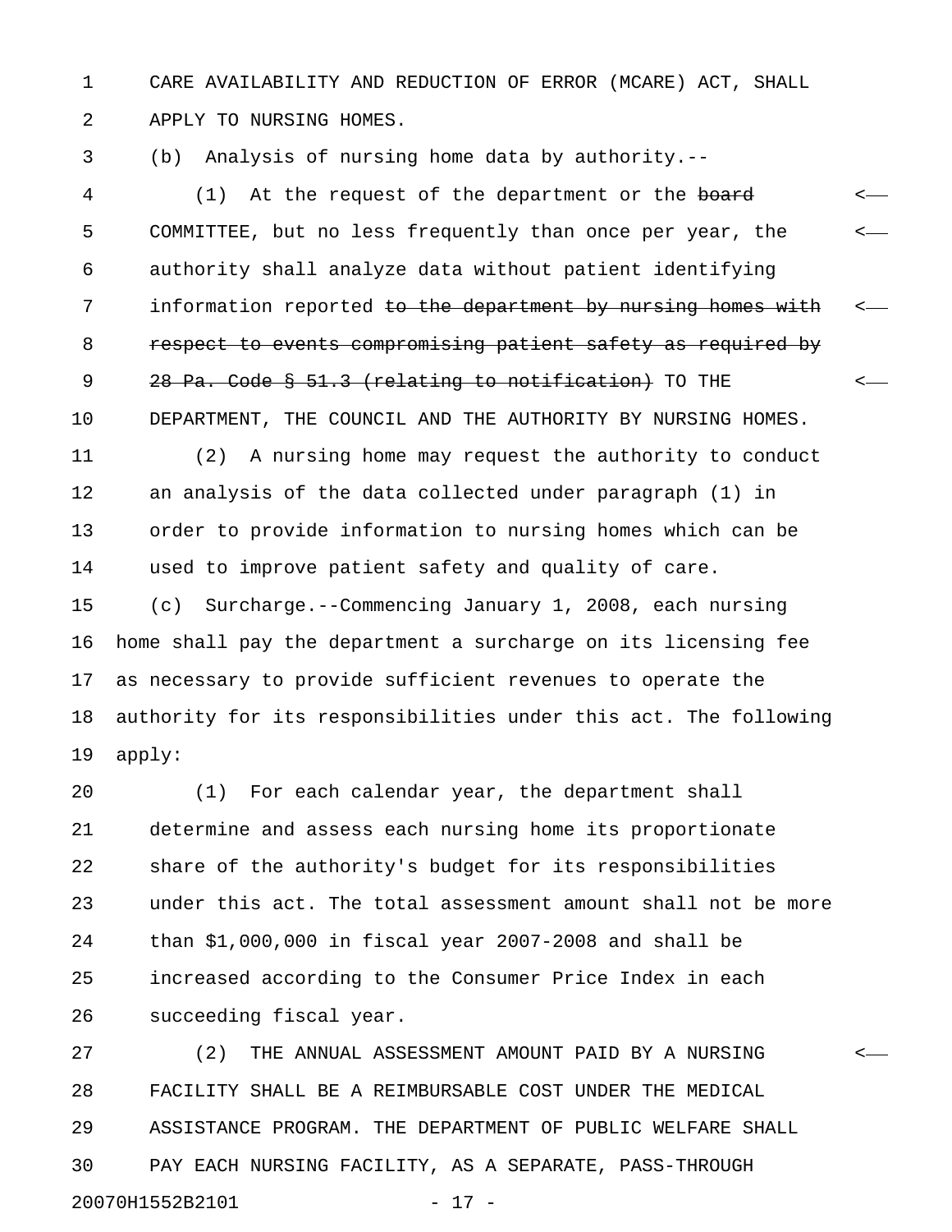CARE AVAILABILITY AND REDUCTION OF ERROR (MCARE) ACT, SHALL APPLY TO NURSING HOMES.

(b) Analysis of nursing home data by authority.--

(1) At the request of the department or the ~~board~~ COMMITTEE, but no less frequently than once per year, the authority shall analyze data without patient identifying information reported ~~to the department by nursing homes with respect to events compromising patient safety as required by 28 Pa. Code § 51.3 (relating to notification)~~ TO THE DEPARTMENT, THE COUNCIL AND THE AUTHORITY BY NURSING HOMES.

(2) A nursing home may request the authority to conduct an analysis of the data collected under paragraph (1) in order to provide information to nursing homes which can be used to improve patient safety and quality of care.

(c) Surcharge.--Commencing January 1, 2008, each nursing home shall pay the department a surcharge on its licensing fee as necessary to provide sufficient revenues to operate the authority for its responsibilities under this act. The following apply:

(1) For each calendar year, the department shall determine and assess each nursing home its proportionate share of the authority's budget for its responsibilities under this act. The total assessment amount shall not be more than $1,000,000 in fiscal year 2007-2008 and shall be increased according to the Consumer Price Index in each succeeding fiscal year.

(2) THE ANNUAL ASSESSMENT AMOUNT PAID BY A NURSING FACILITY SHALL BE A REIMBURSABLE COST UNDER THE MEDICAL ASSISTANCE PROGRAM. THE DEPARTMENT OF PUBLIC WELFARE SHALL PAY EACH NURSING FACILITY, AS A SEPARATE, PASS-THROUGH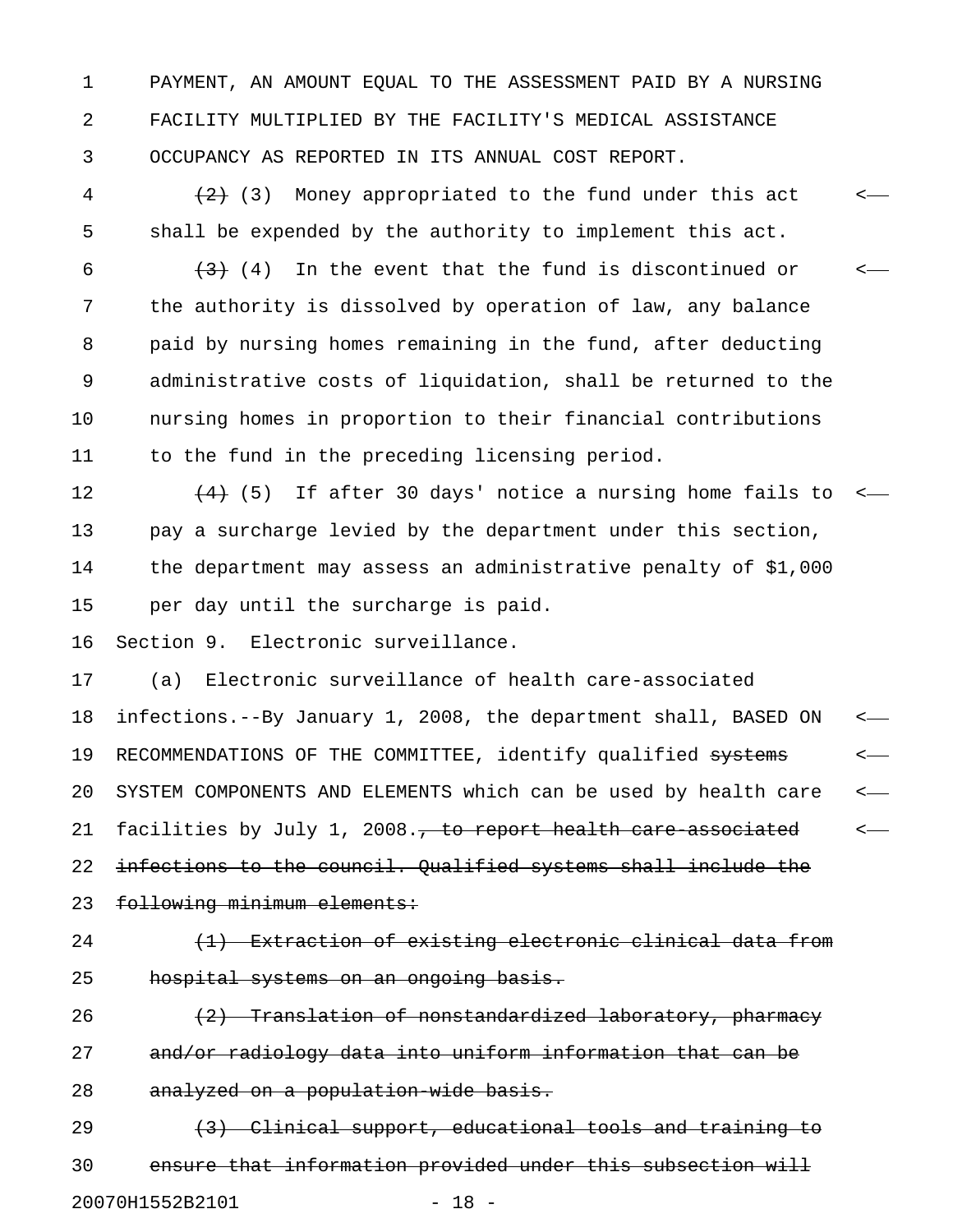PAYMENT, AN AMOUNT EQUAL TO THE ASSESSMENT PAID BY A NURSING FACILITY MULTIPLIED BY THE FACILITY'S MEDICAL ASSISTANCE OCCUPANCY AS REPORTED IN ITS ANNUAL COST REPORT.

~~(2)~~ (3) Money appropriated to the fund under this act shall be expended by the authority to implement this act.

~~(3)~~ (4) In the event that the fund is discontinued or the authority is dissolved by operation of law, any balance paid by nursing homes remaining in the fund, after deducting administrative costs of liquidation, shall be returned to the nursing homes in proportion to their financial contributions to the fund in the preceding licensing period.

~~(4)~~ (5) If after 30 days' notice a nursing home fails to pay a surcharge levied by the department under this section, the department may assess an administrative penalty of $1,000 per day until the surcharge is paid.

Section 9. Electronic surveillance.

(a) Electronic surveillance of health care-associated infections.--By January 1, 2008, the department shall, BASED ON RECOMMENDATIONS OF THE COMMITTEE, identify qualified ~~systems~~ SYSTEM COMPONENTS AND ELEMENTS which can be used by health care facilities by July 1, 2008.~~, to report health care-associated infections to the council. Qualified systems shall include the following minimum elements:~~

~~(1) Extraction of existing electronic clinical data from hospital systems on an ongoing basis.~~

~~(2) Translation of nonstandardized laboratory, pharmacy and/or radiology data into uniform information that can be analyzed on a population-wide basis.~~

~~(3) Clinical support, educational tools and training to ensure that information provided under this subsection will~~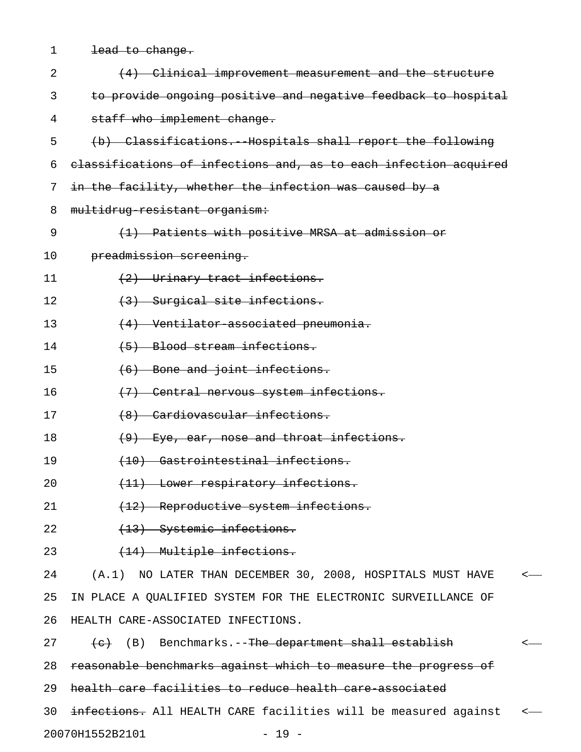~~lead to change.~~

~~(4) Clinical improvement measurement and the structure to provide ongoing positive and negative feedback to hospital staff who implement change.~~

~~(b) Classifications.--Hospitals shall report the following classifications of infections and, as to each infection acquired in the facility, whether the infection was caused by a multidrug-resistant organism:~~

~~(1) Patients with positive MRSA at admission or preadmission screening.~~

~~(2) Urinary tract infections.~~

~~(3) Surgical site infections.~~

~~(4) Ventilator-associated pneumonia.~~

~~(5) Blood stream infections.~~

~~(6) Bone and joint infections.~~

~~(7) Central nervous system infections.~~

~~(8) Cardiovascular infections.~~

~~(9) Eye, ear, nose and throat infections.~~

~~(10) Gastrointestinal infections.~~

~~(11) Lower respiratory infections.~~

~~(12) Reproductive system infections.~~

~~(13) Systemic infections.~~

~~(14) Multiple infections.~~

(A.1) NO LATER THAN DECEMBER 30, 2008, HOSPITALS MUST HAVE IN PLACE A QUALIFIED SYSTEM FOR THE ELECTRONIC SURVEILLANCE OF HEALTH CARE-ASSOCIATED INFECTIONS.

~~(c)~~ (B) Benchmarks.--~~The department shall establish reasonable benchmarks against which to measure the progress of health care facilities to reduce health care-associated infections.~~ All HEALTH CARE facilities will be measured against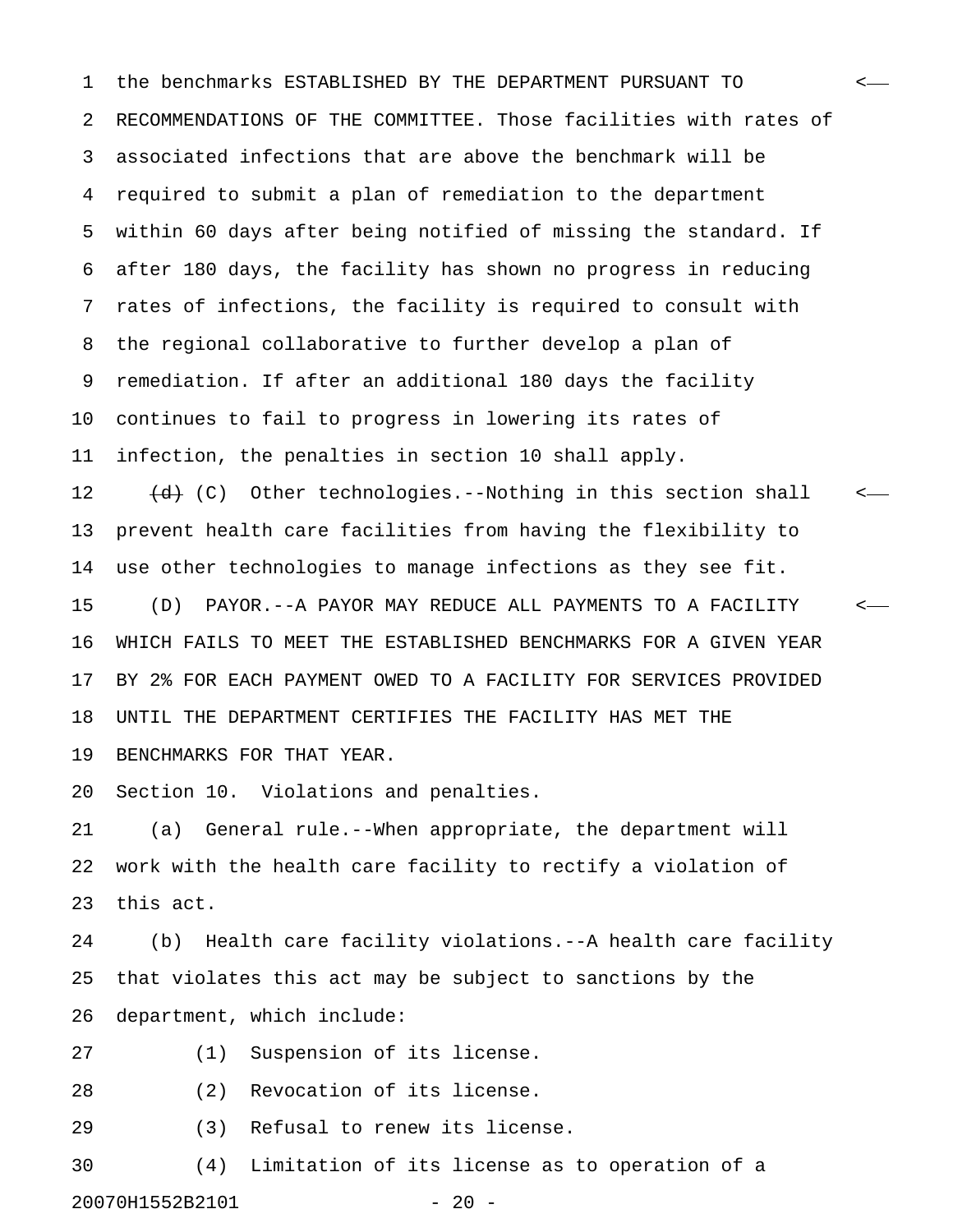the benchmarks ESTABLISHED BY THE DEPARTMENT PURSUANT TO RECOMMENDATIONS OF THE COMMITTEE. Those facilities with rates of associated infections that are above the benchmark will be required to submit a plan of remediation to the department within 60 days after being notified of missing the standard. If after 180 days, the facility has shown no progress in reducing rates of infections, the facility is required to consult with the regional collaborative to further develop a plan of remediation. If after an additional 180 days the facility continues to fail to progress in lowering its rates of infection, the penalties in section 10 shall apply.

~~(d)~~ (C) Other technologies.--Nothing in this section shall prevent health care facilities from having the flexibility to use other technologies to manage infections as they see fit.

(D) PAYOR.--A PAYOR MAY REDUCE ALL PAYMENTS TO A FACILITY WHICH FAILS TO MEET THE ESTABLISHED BENCHMARKS FOR A GIVEN YEAR BY 2% FOR EACH PAYMENT OWED TO A FACILITY FOR SERVICES PROVIDED UNTIL THE DEPARTMENT CERTIFIES THE FACILITY HAS MET THE BENCHMARKS FOR THAT YEAR.

Section 10. Violations and penalties.

(a) General rule.--When appropriate, the department will work with the health care facility to rectify a violation of this act.

(b) Health care facility violations.--A health care facility that violates this act may be subject to sanctions by the department, which include:

(1) Suspension of its license.

(2) Revocation of its license.

(3) Refusal to renew its license.

(4) Limitation of its license as to operation of a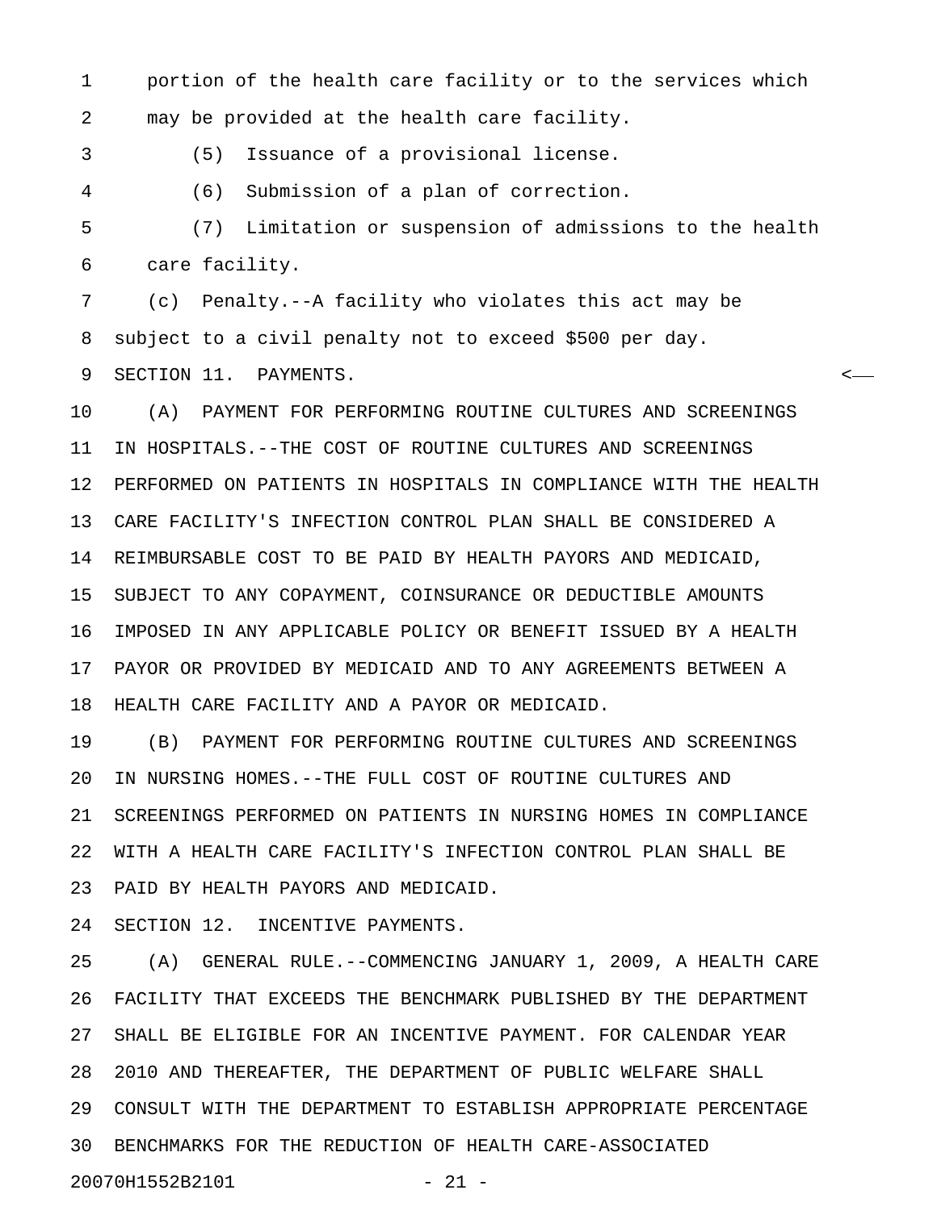portion of the health care facility or to the services which may be provided at the health care facility.

(5) Issuance of a provisional license.

(6) Submission of a plan of correction.

(7) Limitation or suspension of admissions to the health care facility.

(c) Penalty.--A facility who violates this act may be subject to a civil penalty not to exceed $500 per day.

SECTION 11. PAYMENTS.

(A) PAYMENT FOR PERFORMING ROUTINE CULTURES AND SCREENINGS IN HOSPITALS.--THE COST OF ROUTINE CULTURES AND SCREENINGS PERFORMED ON PATIENTS IN HOSPITALS IN COMPLIANCE WITH THE HEALTH CARE FACILITY'S INFECTION CONTROL PLAN SHALL BE CONSIDERED A REIMBURSABLE COST TO BE PAID BY HEALTH PAYORS AND MEDICAID, SUBJECT TO ANY COPAYMENT, COINSURANCE OR DEDUCTIBLE AMOUNTS IMPOSED IN ANY APPLICABLE POLICY OR BENEFIT ISSUED BY A HEALTH PAYOR OR PROVIDED BY MEDICAID AND TO ANY AGREEMENTS BETWEEN A HEALTH CARE FACILITY AND A PAYOR OR MEDICAID.

(B) PAYMENT FOR PERFORMING ROUTINE CULTURES AND SCREENINGS IN NURSING HOMES.--THE FULL COST OF ROUTINE CULTURES AND SCREENINGS PERFORMED ON PATIENTS IN NURSING HOMES IN COMPLIANCE WITH A HEALTH CARE FACILITY'S INFECTION CONTROL PLAN SHALL BE PAID BY HEALTH PAYORS AND MEDICAID.

SECTION 12. INCENTIVE PAYMENTS.

(A) GENERAL RULE.--COMMENCING JANUARY 1, 2009, A HEALTH CARE FACILITY THAT EXCEEDS THE BENCHMARK PUBLISHED BY THE DEPARTMENT SHALL BE ELIGIBLE FOR AN INCENTIVE PAYMENT. FOR CALENDAR YEAR 2010 AND THEREAFTER, THE DEPARTMENT OF PUBLIC WELFARE SHALL CONSULT WITH THE DEPARTMENT TO ESTABLISH APPROPRIATE PERCENTAGE BENCHMARKS FOR THE REDUCTION OF HEALTH CARE-ASSOCIATED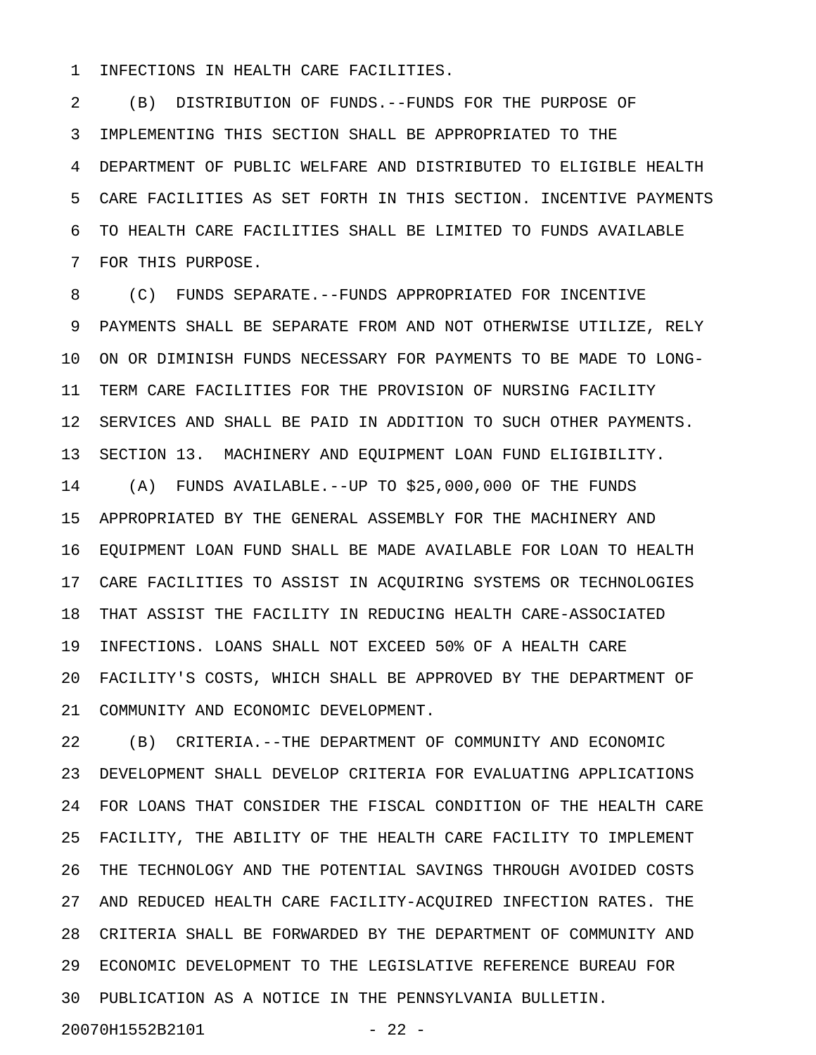INFECTIONS IN HEALTH CARE FACILITIES.

(B) DISTRIBUTION OF FUNDS.--FUNDS FOR THE PURPOSE OF IMPLEMENTING THIS SECTION SHALL BE APPROPRIATED TO THE DEPARTMENT OF PUBLIC WELFARE AND DISTRIBUTED TO ELIGIBLE HEALTH CARE FACILITIES AS SET FORTH IN THIS SECTION. INCENTIVE PAYMENTS TO HEALTH CARE FACILITIES SHALL BE LIMITED TO FUNDS AVAILABLE FOR THIS PURPOSE.

(C) FUNDS SEPARATE.--FUNDS APPROPRIATED FOR INCENTIVE PAYMENTS SHALL BE SEPARATE FROM AND NOT OTHERWISE UTILIZE, RELY ON OR DIMINISH FUNDS NECESSARY FOR PAYMENTS TO BE MADE TO LONG-TERM CARE FACILITIES FOR THE PROVISION OF NURSING FACILITY SERVICES AND SHALL BE PAID IN ADDITION TO SUCH OTHER PAYMENTS.

SECTION 13. MACHINERY AND EQUIPMENT LOAN FUND ELIGIBILITY.

(A) FUNDS AVAILABLE.--UP TO $25,000,000 OF THE FUNDS APPROPRIATED BY THE GENERAL ASSEMBLY FOR THE MACHINERY AND EQUIPMENT LOAN FUND SHALL BE MADE AVAILABLE FOR LOAN TO HEALTH CARE FACILITIES TO ASSIST IN ACQUIRING SYSTEMS OR TECHNOLOGIES THAT ASSIST THE FACILITY IN REDUCING HEALTH CARE-ASSOCIATED INFECTIONS. LOANS SHALL NOT EXCEED 50% OF A HEALTH CARE FACILITY'S COSTS, WHICH SHALL BE APPROVED BY THE DEPARTMENT OF COMMUNITY AND ECONOMIC DEVELOPMENT.

(B) CRITERIA.--THE DEPARTMENT OF COMMUNITY AND ECONOMIC DEVELOPMENT SHALL DEVELOP CRITERIA FOR EVALUATING APPLICATIONS FOR LOANS THAT CONSIDER THE FISCAL CONDITION OF THE HEALTH CARE FACILITY, THE ABILITY OF THE HEALTH CARE FACILITY TO IMPLEMENT THE TECHNOLOGY AND THE POTENTIAL SAVINGS THROUGH AVOIDED COSTS AND REDUCED HEALTH CARE FACILITY-ACQUIRED INFECTION RATES. THE CRITERIA SHALL BE FORWARDED BY THE DEPARTMENT OF COMMUNITY AND ECONOMIC DEVELOPMENT TO THE LEGISLATIVE REFERENCE BUREAU FOR PUBLICATION AS A NOTICE IN THE PENNSYLVANIA BULLETIN.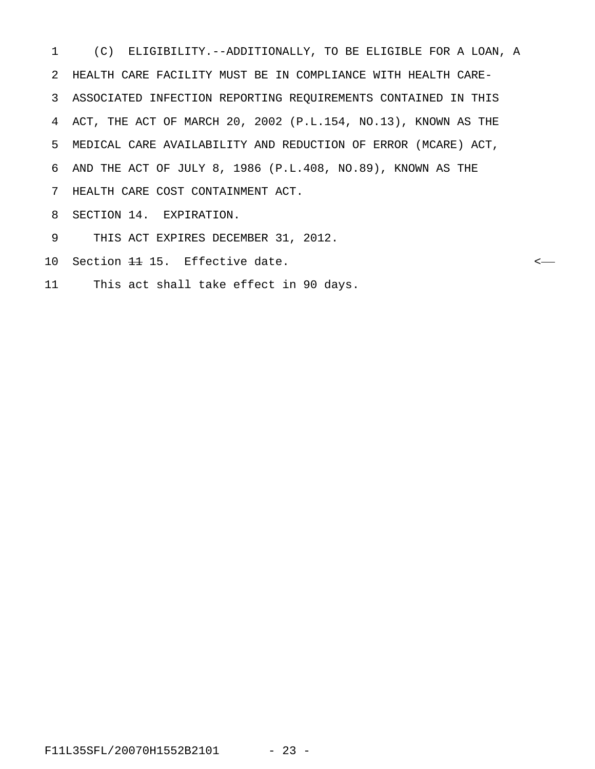(C) ELIGIBILITY.--ADDITIONALLY, TO BE ELIGIBLE FOR A LOAN, A HEALTH CARE FACILITY MUST BE IN COMPLIANCE WITH HEALTH CARE-ASSOCIATED INFECTION REPORTING REQUIREMENTS CONTAINED IN THIS ACT, THE ACT OF MARCH 20, 2002 (P.L.154, NO.13), KNOWN AS THE MEDICAL CARE AVAILABILITY AND REDUCTION OF ERROR (MCARE) ACT, AND THE ACT OF JULY 8, 1986 (P.L.408, NO.89), KNOWN AS THE HEALTH CARE COST CONTAINMENT ACT.

SECTION 14. EXPIRATION.

THIS ACT EXPIRES DECEMBER 31, 2012.

Section ~~11~~ 15. Effective date.

This act shall take effect in 90 days.